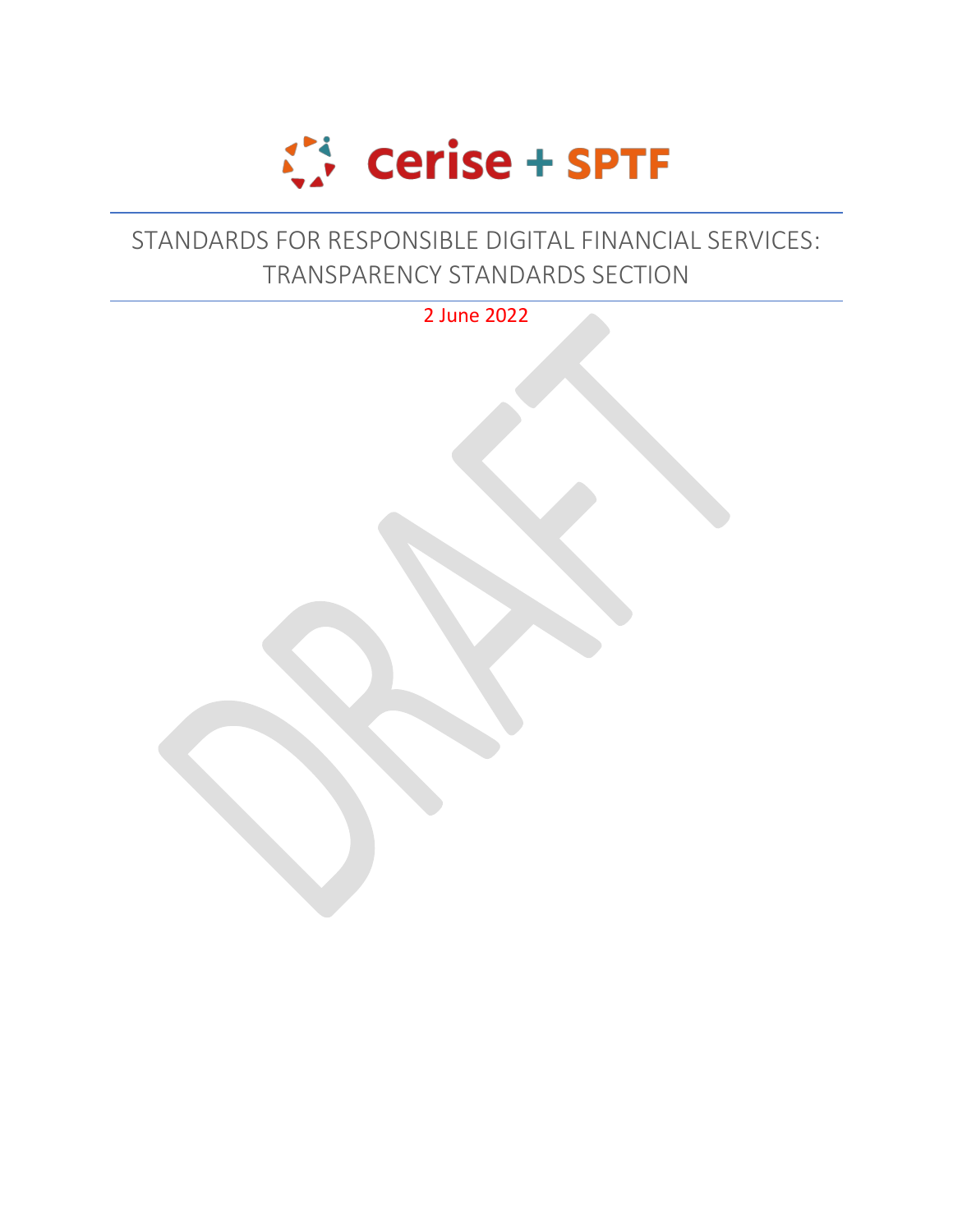Cerise + SPTF

# STANDARDS FOR RESPONSIBLE DIGITAL FINANCIAL SERVICES: TRANSPARENCY STANDARDS SECTION

2 June 2022

DRAFT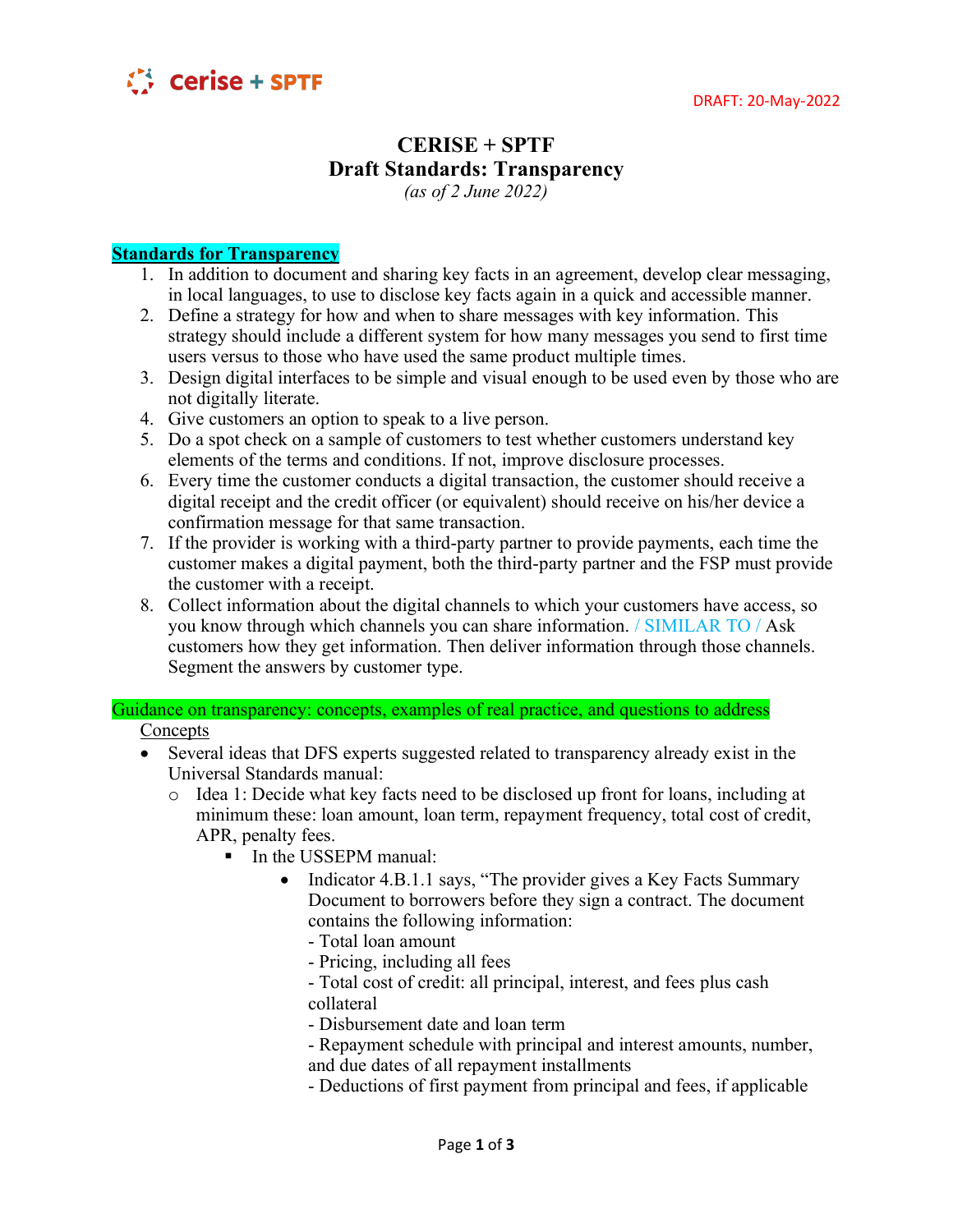DRAFT: 20-May-2022

# CERISE + SPTF
## Draft Standards: Transparency
*(as of 2 June 2022)*

**Standards for Transparency**

1. In addition to document and sharing key facts in an agreement, develop clear messaging, in local languages, to use to disclose key facts again in a quick and accessible manner.
2. Define a strategy for how and when to share messages with key information. This strategy should include a different system for how many messages you send to first time users versus to those who have used the same product multiple times.
3. Design digital interfaces to be simple and visual enough to be used even by those who are not digitally literate.
4. Give customers an option to speak to a live person.
5. Do a spot check on a sample of customers to test whether customers understand key elements of the terms and conditions. If not, improve disclosure processes.
6. Every time the customer conducts a digital transaction, the customer should receive a digital receipt and the credit officer (or equivalent) should receive on his/her device a confirmation message for that same transaction.
7. If the provider is working with a third-party partner to provide payments, each time the customer makes a digital payment, both the third-party partner and the FSP must provide the customer with a receipt.
8. Collect information about the digital channels to which your customers have access, so you know through which channels you can share information. / SIMILAR TO / Ask customers how they get information. Then deliver information through those channels. Segment the answers by customer type.

Guidance on transparency: concepts, examples of real practice, and questions to address

Concepts

- Several ideas that DFS experts suggested related to transparency already exist in the Universal Standards manual:
  - Idea 1: Decide what key facts need to be disclosed up front for loans, including at minimum these: loan amount, loan term, repayment frequency, total cost of credit, APR, penalty fees.
    - In the USSEPM manual:
      - Indicator 4.B.1.1 says, "The provider gives a Key Facts Summary Document to borrowers before they sign a contract. The document contains the following information:
        - Total loan amount
        - Pricing, including all fees
        - Total cost of credit: all principal, interest, and fees plus cash collateral
        - Disbursement date and loan term
        - Repayment schedule with principal and interest amounts, number, and due dates of all repayment installments
        - Deductions of first payment from principal and fees, if applicable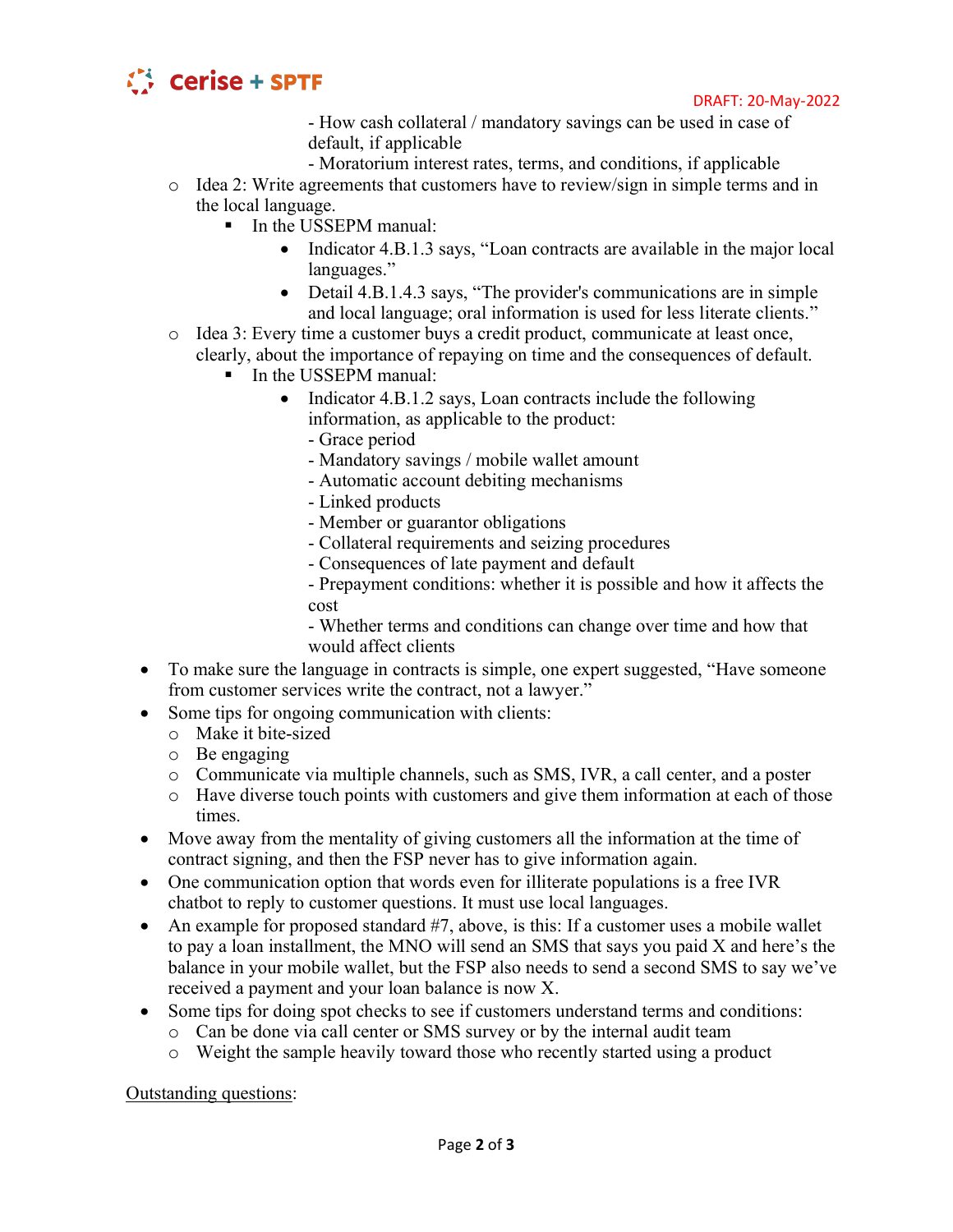- How cash collateral / mandatory savings can be used in case of default, if applicable
- Moratorium interest rates, terms, and conditions, if applicable

    - Idea 2: Write agreements that customers have to review/sign in simple terms and in the local language.
        - In the USSEPM manual:
            - Indicator 4.B.1.3 says, "Loan contracts are available in the major local languages."
            - Detail 4.B.1.4.3 says, "The provider's communications are in simple and local language; oral information is used for less literate clients."
    - Idea 3: Every time a customer buys a credit product, communicate at least once, clearly, about the importance of repaying on time and the consequences of default.
        - In the USSEPM manual:
            - Indicator 4.B.1.2 says, Loan contracts include the following information, as applicable to the product:
              - Grace period
              - Mandatory savings / mobile wallet amount
              - Automatic account debiting mechanisms
              - Linked products
              - Member or guarantor obligations
              - Collateral requirements and seizing procedures
              - Consequences of late payment and default
              - Prepayment conditions: whether it is possible and how it affects the cost
              - Whether terms and conditions can change over time and how that would affect clients

- To make sure the language in contracts is simple, one expert suggested, "Have someone from customer services write the contract, not a lawyer."
- Some tips for ongoing communication with clients:
    - Make it bite-sized
    - Be engaging
    - Communicate via multiple channels, such as SMS, IVR, a call center, and a poster
    - Have diverse touch points with customers and give them information at each of those times.
- Move away from the mentality of giving customers all the information at the time of contract signing, and then the FSP never has to give information again.
- One communication option that words even for illiterate populations is a free IVR chatbot to reply to customer questions. It must use local languages.
- An example for proposed standard #7, above, is this: If a customer uses a mobile wallet to pay a loan installment, the MNO will send an SMS that says you paid X and here's the balance in your mobile wallet, but the FSP also needs to send a second SMS to say we've received a payment and your loan balance is now X.
- Some tips for doing spot checks to see if customers understand terms and conditions:
    - Can be done via call center or SMS survey or by the internal audit team
    - Weight the sample heavily toward those who recently started using a product

<u>Outstanding questions</u>: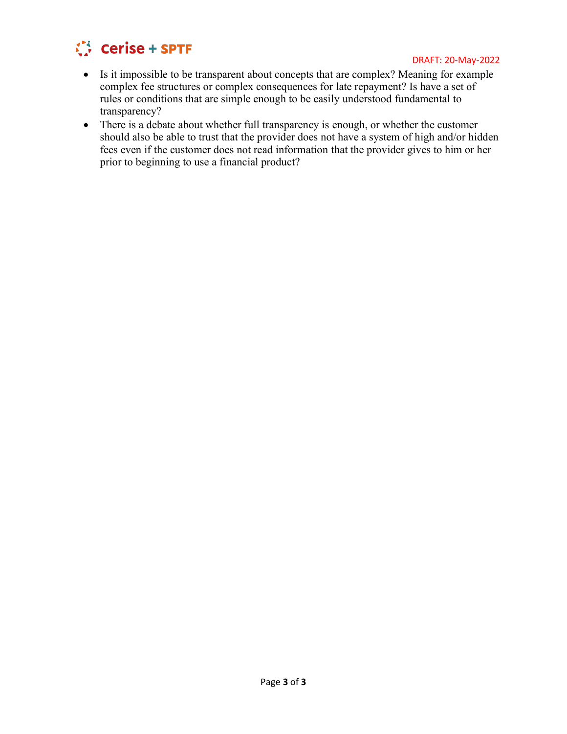- Is it impossible to be transparent about concepts that are complex? Meaning for example complex fee structures or complex consequences for late repayment? Is have a set of rules or conditions that are simple enough to be easily understood fundamental to transparency?
- There is a debate about whether full transparency is enough, or whether the customer should also be able to trust that the provider does not have a system of high and/or hidden fees even if the customer does not read information that the provider gives to him or her prior to beginning to use a financial product?